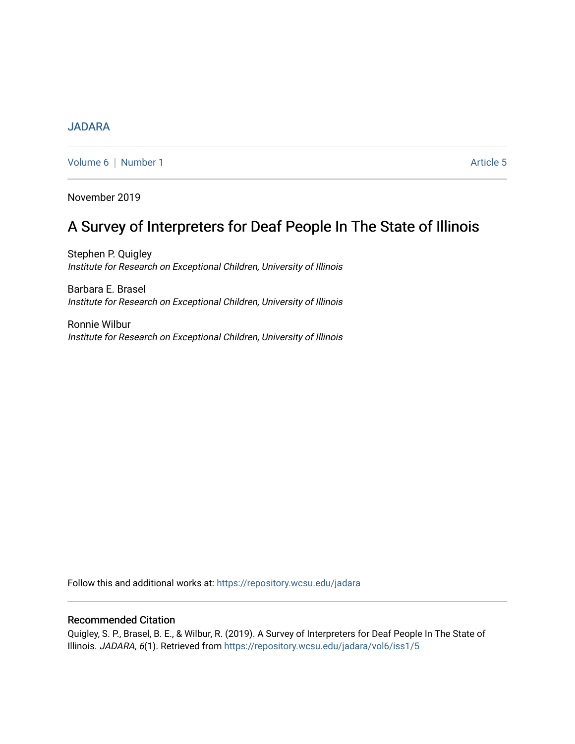JADARA

Volume 6 | Number 1 — Article 5

November 2019

# A Survey of Interpreters for Deaf People In The State of Illinois

Stephen P. Quigley
*Institute for Research on Exceptional Children, University of Illinois*

Barbara E. Brasel
*Institute for Research on Exceptional Children, University of Illinois*

Ronnie Wilbur
*Institute for Research on Exceptional Children, University of Illinois*

Follow this and additional works at: https://repository.wcsu.edu/jadara

## Recommended Citation

Quigley, S. P., Brasel, B. E., & Wilbur, R. (2019). A Survey of Interpreters for Deaf People In The State of Illinois. *JADARA, 6*(1). Retrieved from https://repository.wcsu.edu/jadara/vol6/iss1/5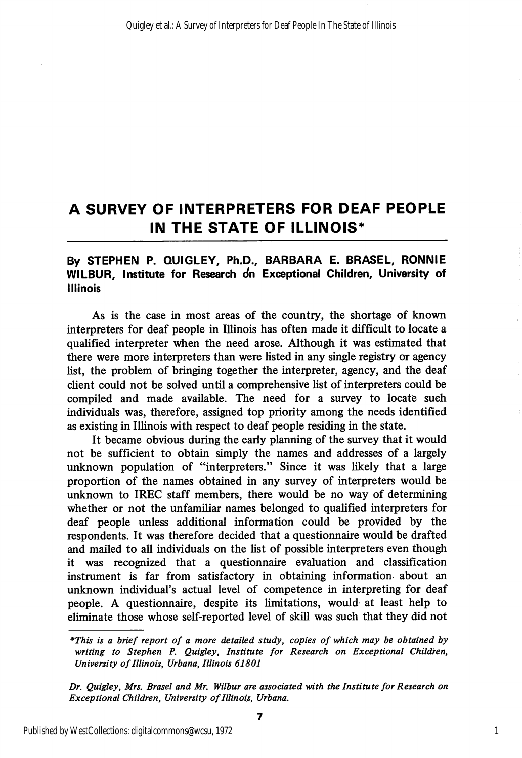# A SURVEY OF INTERPRETERS FOR DEAF PEOPLE IN THE STATE OF ILLINOIS*

**By STEPHEN P. QUIGLEY, Ph.D., BARBARA E. BRASEL, RONNIE WILBUR, Institute for Research on Exceptional Children, University of Illinois**

As is the case in most areas of the country, the shortage of known interpreters for deaf people in Illinois has often made it difficult to locate a qualified interpreter when the need arose. Although it was estimated that there were more interpreters than were listed in any single registry or agency list, the problem of bringing together the interpreter, agency, and the deaf client could not be solved until a comprehensive list of interpreters could be compiled and made available. The need for a survey to locate such individuals was, therefore, assigned top priority among the needs identified as existing in Illinois with respect to deaf people residing in the state.

It became obvious during the early planning of the survey that it would not be sufficient to obtain simply the names and addresses of a largely unknown population of "interpreters." Since it was likely that a large proportion of the names obtained in any survey of interpreters would be unknown to IREC staff members, there would be no way of determining whether or not the unfamiliar names belonged to qualified interpreters for deaf people unless additional information could be provided by the respondents. It was therefore decided that a questionnaire would be drafted and mailed to all individuals on the list of possible interpreters even though it was recognized that a questionnaire evaluation and classification instrument is far from satisfactory in obtaining information about an unknown individual's actual level of competence in interpreting for deaf people. A questionnaire, despite its limitations, would at least help to eliminate those whose self-reported level of skill was such that they did not

---

**This is a brief report of a more detailed study, copies of which may be obtained by writing to Stephen P. Quigley, Institute for Research on Exceptional Children, University of Illinois, Urbana, Illinois 61801*

*Dr. Quigley, Mrs. Brasel and Mr. Wilbur are associated with the Institute for Research on Exceptional Children, University of Illinois, Urbana.*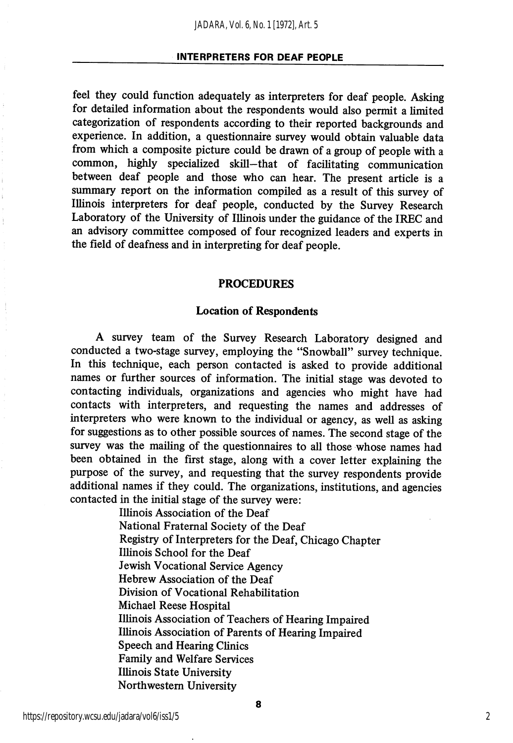feel they could function adequately as interpreters for deaf people. Asking for detailed information about the respondents would also permit a limited categorization of respondents according to their reported backgrounds and experience. In addition, a questionnaire survey would obtain valuable data from which a composite picture could be drawn of a group of people with a common, highly specialized skill—that of facilitating communication between deaf people and those who can hear. The present article is a summary report on the information compiled as a result of this survey of Illinois interpreters for deaf people, conducted by the Survey Research Laboratory of the University of Illinois under the guidance of the IREC and an advisory committee composed of four recognized leaders and experts in the field of deafness and in interpreting for deaf people.

## PROCEDURES

### Location of Respondents

A survey team of the Survey Research Laboratory designed and conducted a two-stage survey, employing the "Snowball" survey technique. In this technique, each person contacted is asked to provide additional names or further sources of information. The initial stage was devoted to contacting individuals, organizations and agencies who might have had contacts with interpreters, and requesting the names and addresses of interpreters who were known to the individual or agency, as well as asking for suggestions as to other possible sources of names. The second stage of the survey was the mailing of the questionnaires to all those whose names had been obtained in the first stage, along with a cover letter explaining the purpose of the survey, and requesting that the survey respondents provide additional names if they could. The organizations, institutions, and agencies contacted in the initial stage of the survey were:

Illinois Association of the Deaf  
National Fraternal Society of the Deaf  
Registry of Interpreters for the Deaf, Chicago Chapter  
Illinois School for the Deaf  
Jewish Vocational Service Agency  
Hebrew Association of the Deaf  
Division of Vocational Rehabilitation  
Michael Reese Hospital  
Illinois Association of Teachers of Hearing Impaired  
Illinois Association of Parents of Hearing Impaired  
Speech and Hearing Clinics  
Family and Welfare Services  
Illinois State University  
Northwestern University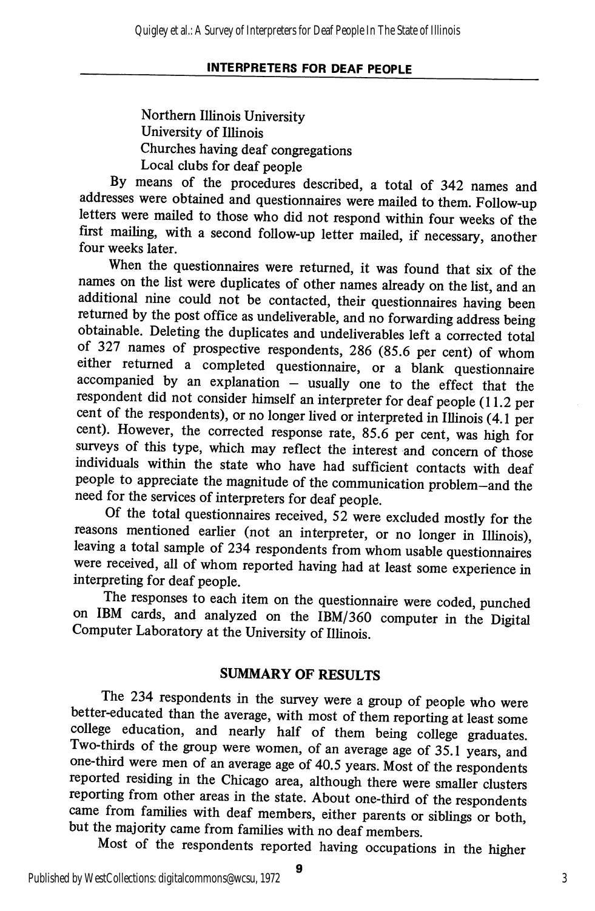Northern Illinois University
University of Illinois
Churches having deaf congregations
Local clubs for deaf people

By means of the procedures described, a total of 342 names and addresses were obtained and questionnaires were mailed to them. Follow-up letters were mailed to those who did not respond within four weeks of the first mailing, with a second follow-up letter mailed, if necessary, another four weeks later.

When the questionnaires were returned, it was found that six of the names on the list were duplicates of other names already on the list, and an additional nine could not be contacted, their questionnaires having been returned by the post office as undeliverable, and no forwarding address being obtainable. Deleting the duplicates and undeliverables left a corrected total of 327 names of prospective respondents, 286 (85.6 per cent) of whom either returned a completed questionnaire, or a blank questionnaire accompanied by an explanation – usually one to the effect that the respondent did not consider himself an interpreter for deaf people (11.2 per cent of the respondents), or no longer lived or interpreted in Illinois (4.1 per cent). However, the corrected response rate, 85.6 per cent, was high for surveys of this type, which may reflect the interest and concern of those individuals within the state who have had sufficient contacts with deaf people to appreciate the magnitude of the communication problem—and the need for the services of interpreters for deaf people.

Of the total questionnaires received, 52 were excluded mostly for the reasons mentioned earlier (not an interpreter, or no longer in Illinois), leaving a total sample of 234 respondents from whom usable questionnaires were received, all of whom reported having had at least some experience in interpreting for deaf people.

The responses to each item on the questionnaire were coded, punched on IBM cards, and analyzed on the IBM/360 computer in the Digital Computer Laboratory at the University of Illinois.

## SUMMARY OF RESULTS

The 234 respondents in the survey were a group of people who were better-educated than the average, with most of them reporting at least some college education, and nearly half of them being college graduates. Two-thirds of the group were women, of an average age of 35.1 years, and one-third were men of an average age of 40.5 years. Most of the respondents reported residing in the Chicago area, although there were smaller clusters reporting from other areas in the state. About one-third of the respondents came from families with deaf members, either parents or siblings or both, but the majority came from families with no deaf members.

Most of the respondents reported having occupations in the higher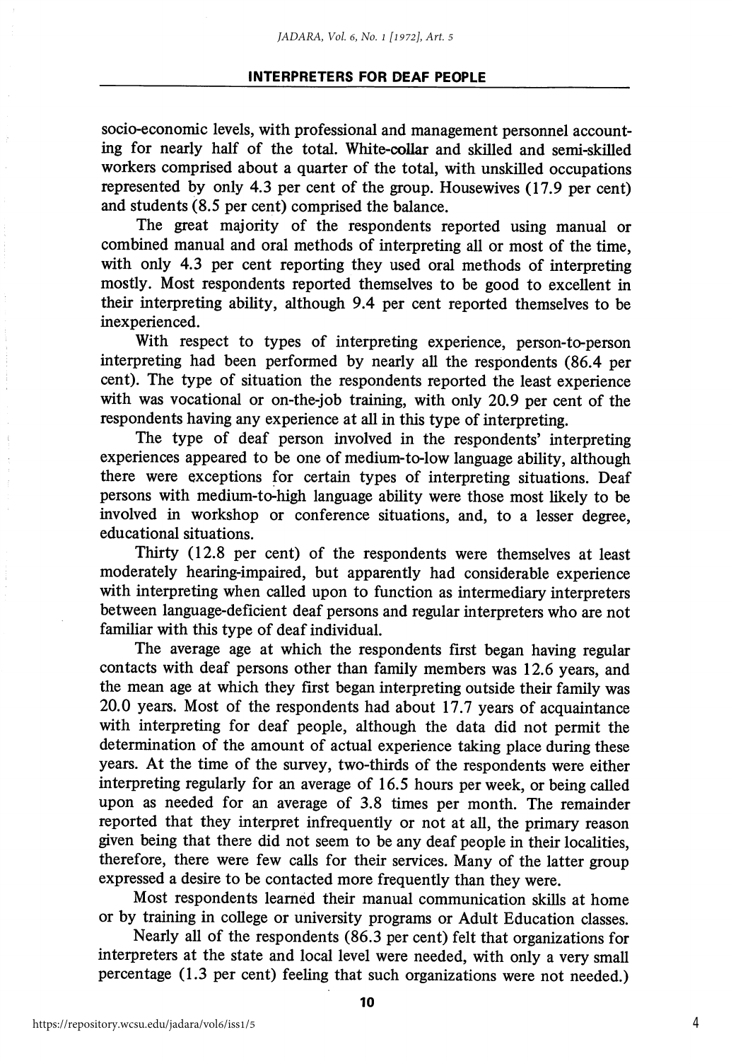socio-economic levels, with professional and management personnel accounting for nearly half of the total. White-collar and skilled and semi-skilled workers comprised about a quarter of the total, with unskilled occupations represented by only 4.3 per cent of the group. Housewives (17.9 per cent) and students (8.5 per cent) comprised the balance.

The great majority of the respondents reported using manual or combined manual and oral methods of interpreting all or most of the time, with only 4.3 per cent reporting they used oral methods of interpreting mostly. Most respondents reported themselves to be good to excellent in their interpreting ability, although 9.4 per cent reported themselves to be inexperienced.

With respect to types of interpreting experience, person-to-person interpreting had been performed by nearly all the respondents (86.4 per cent). The type of situation the respondents reported the least experience with was vocational or on-the-job training, with only 20.9 per cent of the respondents having any experience at all in this type of interpreting.

The type of deaf person involved in the respondents' interpreting experiences appeared to be one of medium-to-low language ability, although there were exceptions for certain types of interpreting situations. Deaf persons with medium-to-high language ability were those most likely to be involved in workshop or conference situations, and, to a lesser degree, educational situations.

Thirty (12.8 per cent) of the respondents were themselves at least moderately hearing-impaired, but apparently had considerable experience with interpreting when called upon to function as intermediary interpreters between language-deficient deaf persons and regular interpreters who are not familiar with this type of deaf individual.

The average age at which the respondents first began having regular contacts with deaf persons other than family members was 12.6 years, and the mean age at which they first began interpreting outside their family was 20.0 years. Most of the respondents had about 17.7 years of acquaintance with interpreting for deaf people, although the data did not permit the determination of the amount of actual experience taking place during these years. At the time of the survey, two-thirds of the respondents were either interpreting regularly for an average of 16.5 hours per week, or being called upon as needed for an average of 3.8 times per month. The remainder reported that they interpret infrequently or not at all, the primary reason given being that there did not seem to be any deaf people in their localities, therefore, there were few calls for their services. Many of the latter group expressed a desire to be contacted more frequently than they were.

Most respondents learned their manual communication skills at home or by training in college or university programs or Adult Education classes.

Nearly all of the respondents (86.3 per cent) felt that organizations for interpreters at the state and local level were needed, with only a very small percentage (1.3 per cent) feeling that such organizations were not needed.)